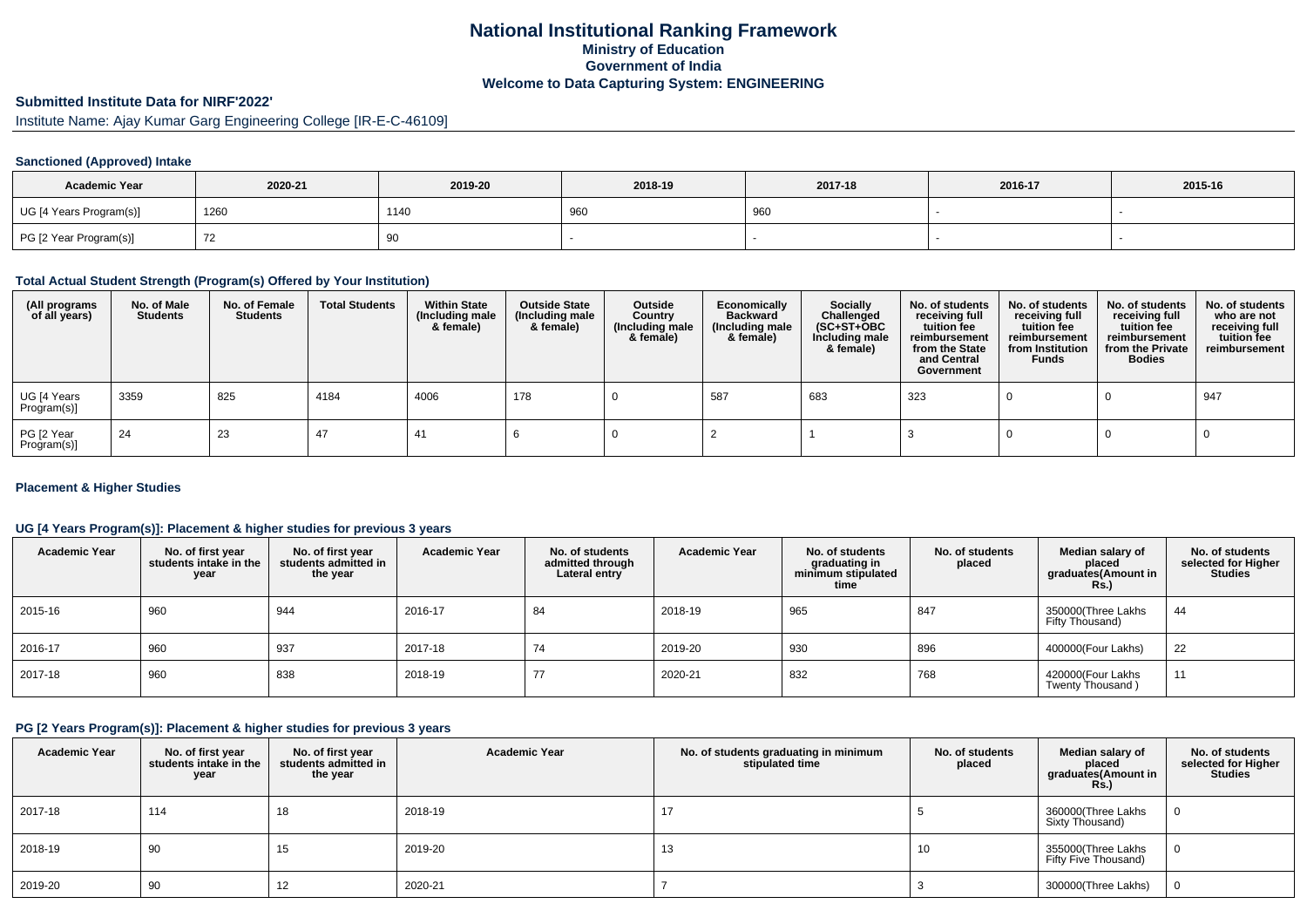# National Institutional Ranking Framework
## Ministry of Education
## Government of India
## Welcome to Data Capturing System: ENGINEERING

### Submitted Institute Data for NIRF'2022'

Institute Name: Ajay Kumar Garg Engineering College [IR-E-C-46109]

### Sanctioned (Approved) Intake

| Academic Year | 2020-21 | 2019-20 | 2018-19 | 2017-18 | 2016-17 | 2015-16 |
|---|---|---|---|---|---|---|
| UG [4 Years Program(s)] | 1260 | 1140 | 960 | 960 | - | - |
| PG [2 Year Program(s)] | 72 | 90 | - | - | - | - |

### Total Actual Student Strength (Program(s) Offered by Your Institution)

| (All programs of all years) | No. of Male Students | No. of Female Students | Total Students | Within State (Including male & female) | Outside State (Including male & female) | Outside Country (Including male & female) | Economically Backward (Including male & female) | Socially Challenged (SC+ST+OBC Including male & female) | No. of students receiving full tuition fee reimbursement from the State and Central Government | No. of students receiving full tuition fee reimbursement from Institution Funds | No. of students receiving full tuition fee reimbursement from the Private Bodies | No. of students who are not receiving full tuition fee reimbursement |
|---|---|---|---|---|---|---|---|---|---|---|---|---|
| UG [4 Years Program(s)] | 3359 | 825 | 4184 | 4006 | 178 | 0 | 587 | 683 | 323 | 0 | 0 | 947 |
| PG [2 Year Program(s)] | 24 | 23 | 47 | 41 | 6 | 0 | 2 | 1 | 3 | 0 | 0 | 0 |

### Placement & Higher Studies

#### UG [4 Years Program(s)]: Placement & higher studies for previous 3 years

| Academic Year | No. of first year students intake in the year | No. of first year students admitted in the year | Academic Year | No. of students admitted through Lateral entry | Academic Year | No. of students graduating in minimum stipulated time | No. of students placed | Median salary of placed graduates(Amount in Rs.) | No. of students selected for Higher Studies |
|---|---|---|---|---|---|---|---|---|---|
| 2015-16 | 960 | 944 | 2016-17 | 84 | 2018-19 | 965 | 847 | 350000(Three Lakhs Fifty Thousand) | 44 |
| 2016-17 | 960 | 937 | 2017-18 | 74 | 2019-20 | 930 | 896 | 400000(Four Lakhs) | 22 |
| 2017-18 | 960 | 838 | 2018-19 | 77 | 2020-21 | 832 | 768 | 420000(Four Lakhs Twenty Thousand ) | 11 |

#### PG [2 Years Program(s)]: Placement & higher studies for previous 3 years

| Academic Year | No. of first year students intake in the year | No. of first year students admitted in the year | Academic Year | No. of students graduating in minimum stipulated time | No. of students placed | Median salary of placed graduates(Amount in Rs.) | No. of students selected for Higher Studies |
|---|---|---|---|---|---|---|---|
| 2017-18 | 114 | 18 | 2018-19 | 17 | 5 | 360000(Three Lakhs Sixty Thousand) | 0 |
| 2018-19 | 90 | 15 | 2019-20 | 13 | 10 | 355000(Three Lakhs Fifty Five Thousand) | 0 |
| 2019-20 | 90 | 12 | 2020-21 | 7 | 3 | 300000(Three Lakhs) | 0 |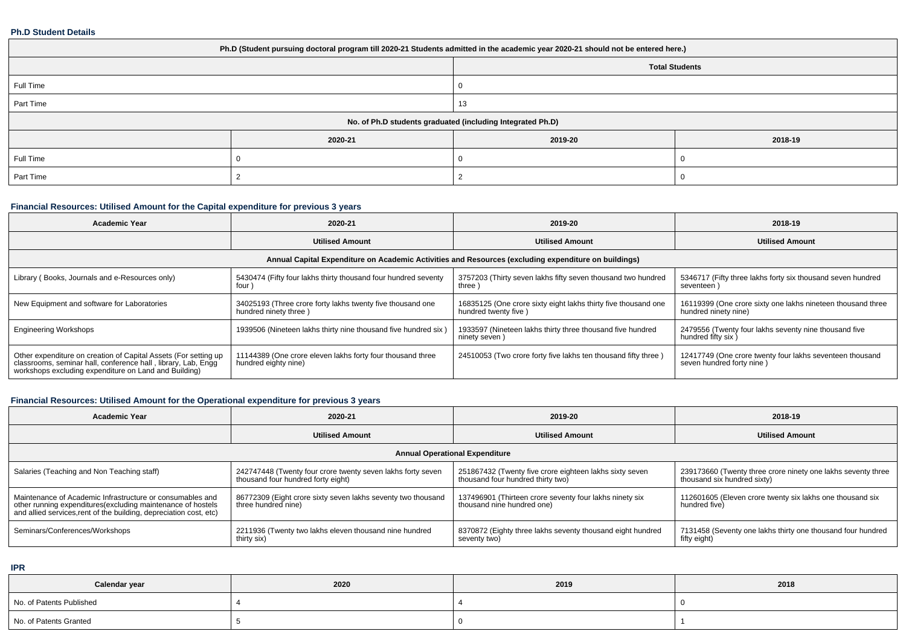**Ph.D Student Details**

| Ph.D (Student pursuing doctoral program till 2020-21 Students admitted in the academic year 2020-21 should not be entered here.) | | | |
|---|---|---|---|
| | Total Students | | |
| Full Time | 0 | | |
| Part Time | 13 | | |
| No. of Ph.D students graduated (including Integrated Ph.D) | | | |
| | 2020-21 | 2019-20 | 2018-19 |
| Full Time | 0 | 0 | 0 |
| Part Time | 2 | 2 | 0 |

**Financial Resources: Utilised Amount for the Capital expenditure for previous 3 years**

| Academic Year | 2020-21 | 2019-20 | 2018-19 |
|---|---|---|---|
| | Utilised Amount | Utilised Amount | Utilised Amount |
| Annual Capital Expenditure on Academic Activities and Resources (excluding expenditure on buildings) | | | |
| Library ( Books, Journals and e-Resources only) | 5430474 (Fifty four lakhs thirty thousand four hundred seventy four ) | 3757203 (Thirty seven lakhs fifty seven thousand two hundred three ) | 5346717 (Fifty three lakhs forty six thousand seven hundred seventeen ) |
| New Equipment and software for Laboratories | 34025193 (Three crore forty lakhs twenty five thousand one hundred ninety three ) | 16835125 (One crore sixty eight lakhs thirty five thousand one hundred twenty five ) | 16119399 (One crore sixty one lakhs nineteen thousand three hundred ninety nine) |
| Engineering Workshops | 1939506 (Nineteen lakhs thirty nine thousand five hundred six ) | 1933597 (Nineteen lakhs thirty three thousand five hundred ninety seven ) | 2479556 (Twenty four lakhs seventy nine thousand five hundred fifty six ) |
| Other expenditure on creation of Capital Assets (For setting up classrooms, seminar hall, conference hall , library, Lab, Engg workshops excluding expenditure on Land and Building) | 11144389 (One crore eleven lakhs forty four thousand three hundred eighty nine) | 24510053 (Two crore forty five lakhs ten thousand fifty three ) | 12417749 (One crore twenty four lakhs seventeen thousand seven hundred forty nine ) |

**Financial Resources: Utilised Amount for the Operational expenditure for previous 3 years**

| Academic Year | 2020-21 | 2019-20 | 2018-19 |
|---|---|---|---|
| | Utilised Amount | Utilised Amount | Utilised Amount |
| Annual Operational Expenditure | | | |
| Salaries (Teaching and Non Teaching staff) | 242747448 (Twenty four crore twenty seven lakhs forty seven thousand four hundred forty eight) | 251867432 (Twenty five crore eighteen lakhs sixty seven thousand four hundred thirty two) | 239173660 (Twenty three crore ninety one lakhs seventy three thousand six hundred sixty) |
| Maintenance of Academic Infrastructure or consumables and other running expenditures(excluding maintenance of hostels and allied services,rent of the building, depreciation cost, etc) | 86772309 (Eight crore sixty seven lakhs seventy two thousand three hundred nine) | 137496901 (Thirteen crore seventy four lakhs ninety six thousand nine hundred one) | 112601605 (Eleven crore twenty six lakhs one thousand six hundred five) |
| Seminars/Conferences/Workshops | 2211936 (Twenty two lakhs eleven thousand nine hundred thirty six) | 8370872 (Eighty three lakhs seventy thousand eight hundred seventy two) | 7131458 (Seventy one lakhs thirty one thousand four hundred fifty eight) |

**IPR**

| Calendar year | 2020 | 2019 | 2018 |
|---|---|---|---|
| No. of Patents Published | 4 | 4 | 0 |
| No. of Patents Granted | 5 | 0 | 1 |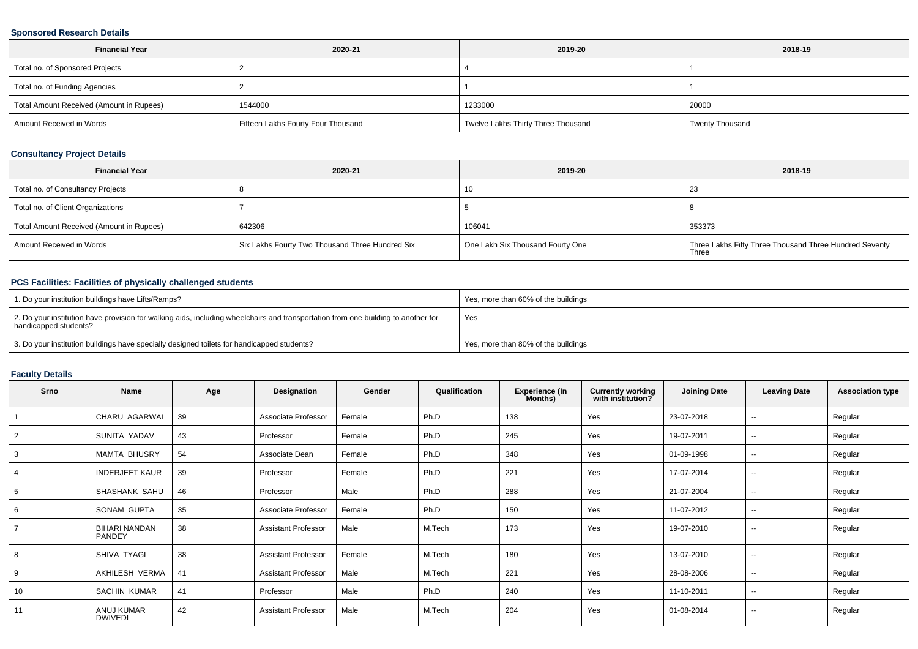### Sponsored Research Details

| Financial Year | 2020-21 | 2019-20 | 2018-19 |
|---|---|---|---|
| Total no. of Sponsored Projects | 2 | 4 | 1 |
| Total no. of Funding Agencies | 2 | 1 | 1 |
| Total Amount Received (Amount in Rupees) | 1544000 | 1233000 | 20000 |
| Amount Received in Words | Fifteen Lakhs Fourty Four Thousand | Twelve Lakhs Thirty Three Thousand | Twenty Thousand |

### Consultancy Project Details

| Financial Year | 2020-21 | 2019-20 | 2018-19 |
|---|---|---|---|
| Total no. of Consultancy Projects | 8 | 10 | 23 |
| Total no. of Client Organizations | 7 | 5 | 8 |
| Total Amount Received (Amount in Rupees) | 642306 | 106041 | 353373 |
| Amount Received in Words | Six Lakhs Fourty Two Thousand Three Hundred Six | One Lakh Six Thousand Fourty One | Three Lakhs Fifty Three Thousand Three Hundred Seventy Three |

### PCS Facilities: Facilities of physically challenged students

| | |
|---|---|
| 1. Do your institution buildings have Lifts/Ramps? | Yes, more than 60% of the buildings |
| 2. Do your institution have provision for walking aids, including wheelchairs and transportation from one building to another for handicapped students? | Yes |
| 3. Do your institution buildings have specially designed toilets for handicapped students? | Yes, more than 80% of the buildings |

### Faculty Details

| Srno | Name | Age | Designation | Gender | Qualification | Experience (In Months) | Currently working with institution? | Joining Date | Leaving Date | Association type |
|---|---|---|---|---|---|---|---|---|---|---|
| 1 | CHARU AGARWAL | 39 | Associate Professor | Female | Ph.D | 138 | Yes | 23-07-2018 | -- | Regular |
| 2 | SUNITA YADAV | 43 | Professor | Female | Ph.D | 245 | Yes | 19-07-2011 | -- | Regular |
| 3 | MAMTA BHUSRY | 54 | Associate Dean | Female | Ph.D | 348 | Yes | 01-09-1998 | -- | Regular |
| 4 | INDERJEET KAUR | 39 | Professor | Female | Ph.D | 221 | Yes | 17-07-2014 | -- | Regular |
| 5 | SHASHANK SAHU | 46 | Professor | Male | Ph.D | 288 | Yes | 21-07-2004 | -- | Regular |
| 6 | SONAM GUPTA | 35 | Associate Professor | Female | Ph.D | 150 | Yes | 11-07-2012 | -- | Regular |
| 7 | BIHARI NANDAN PANDEY | 38 | Assistant Professor | Male | M.Tech | 173 | Yes | 19-07-2010 | -- | Regular |
| 8 | SHIVA TYAGI | 38 | Assistant Professor | Female | M.Tech | 180 | Yes | 13-07-2010 | -- | Regular |
| 9 | AKHILESH VERMA | 41 | Assistant Professor | Male | M.Tech | 221 | Yes | 28-08-2006 | -- | Regular |
| 10 | SACHIN KUMAR | 41 | Professor | Male | Ph.D | 240 | Yes | 11-10-2011 | -- | Regular |
| 11 | ANUJ KUMAR DWIVEDI | 42 | Assistant Professor | Male | M.Tech | 204 | Yes | 01-08-2014 | -- | Regular |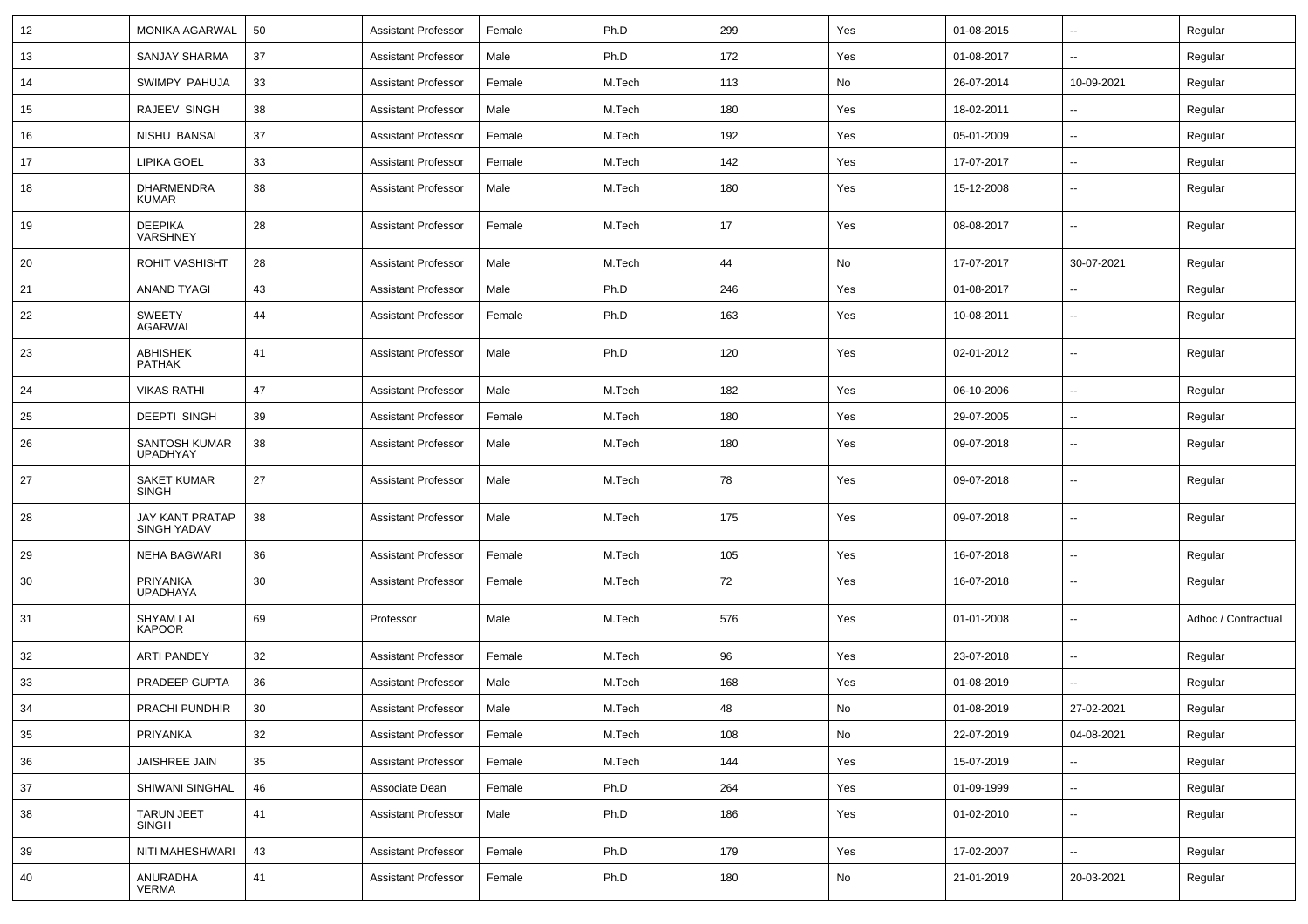| 12 | MONIKA AGARWAL | 50 | Assistant Professor | Female | Ph.D | 299 | Yes | 01-08-2015 | -- | Regular |
|---|---|---|---|---|---|---|---|---|---|---|
| 13 | SANJAY SHARMA | 37 | Assistant Professor | Male | Ph.D | 172 | Yes | 01-08-2017 | -- | Regular |
| 14 | SWIMPY PAHUJA | 33 | Assistant Professor | Female | M.Tech | 113 | No | 26-07-2014 | 10-09-2021 | Regular |
| 15 | RAJEEV SINGH | 38 | Assistant Professor | Male | M.Tech | 180 | Yes | 18-02-2011 | -- | Regular |
| 16 | NISHU BANSAL | 37 | Assistant Professor | Female | M.Tech | 192 | Yes | 05-01-2009 | -- | Regular |
| 17 | LIPIKA GOEL | 33 | Assistant Professor | Female | M.Tech | 142 | Yes | 17-07-2017 | -- | Regular |
| 18 | DHARMENDRA KUMAR | 38 | Assistant Professor | Male | M.Tech | 180 | Yes | 15-12-2008 | -- | Regular |
| 19 | DEEPIKA VARSHNEY | 28 | Assistant Professor | Female | M.Tech | 17 | Yes | 08-08-2017 | -- | Regular |
| 20 | ROHIT VASHISHT | 28 | Assistant Professor | Male | M.Tech | 44 | No | 17-07-2017 | 30-07-2021 | Regular |
| 21 | ANAND TYAGI | 43 | Assistant Professor | Male | Ph.D | 246 | Yes | 01-08-2017 | -- | Regular |
| 22 | SWEETY AGARWAL | 44 | Assistant Professor | Female | Ph.D | 163 | Yes | 10-08-2011 | -- | Regular |
| 23 | ABHISHEK PATHAK | 41 | Assistant Professor | Male | Ph.D | 120 | Yes | 02-01-2012 | -- | Regular |
| 24 | VIKAS RATHI | 47 | Assistant Professor | Male | M.Tech | 182 | Yes | 06-10-2006 | -- | Regular |
| 25 | DEEPTI SINGH | 39 | Assistant Professor | Female | M.Tech | 180 | Yes | 29-07-2005 | -- | Regular |
| 26 | SANTOSH KUMAR UPADHYAY | 38 | Assistant Professor | Male | M.Tech | 180 | Yes | 09-07-2018 | -- | Regular |
| 27 | SAKET KUMAR SINGH | 27 | Assistant Professor | Male | M.Tech | 78 | Yes | 09-07-2018 | -- | Regular |
| 28 | JAY KANT PRATAP SINGH YADAV | 38 | Assistant Professor | Male | M.Tech | 175 | Yes | 09-07-2018 | -- | Regular |
| 29 | NEHA BAGWARI | 36 | Assistant Professor | Female | M.Tech | 105 | Yes | 16-07-2018 | -- | Regular |
| 30 | PRIYANKA UPADHAYA | 30 | Assistant Professor | Female | M.Tech | 72 | Yes | 16-07-2018 | -- | Regular |
| 31 | SHYAM LAL KAPOOR | 69 | Professor | Male | M.Tech | 576 | Yes | 01-01-2008 | -- | Adhoc / Contractual |
| 32 | ARTI PANDEY | 32 | Assistant Professor | Female | M.Tech | 96 | Yes | 23-07-2018 | -- | Regular |
| 33 | PRADEEP GUPTA | 36 | Assistant Professor | Male | M.Tech | 168 | Yes | 01-08-2019 | -- | Regular |
| 34 | PRACHI PUNDHIR | 30 | Assistant Professor | Male | M.Tech | 48 | No | 01-08-2019 | 27-02-2021 | Regular |
| 35 | PRIYANKA | 32 | Assistant Professor | Female | M.Tech | 108 | No | 22-07-2019 | 04-08-2021 | Regular |
| 36 | JAISHREE JAIN | 35 | Assistant Professor | Female | M.Tech | 144 | Yes | 15-07-2019 | -- | Regular |
| 37 | SHIWANI SINGHAL | 46 | Associate Dean | Female | Ph.D | 264 | Yes | 01-09-1999 | -- | Regular |
| 38 | TARUN JEET SINGH | 41 | Assistant Professor | Male | Ph.D | 186 | Yes | 01-02-2010 | -- | Regular |
| 39 | NITI MAHESHWARI | 43 | Assistant Professor | Female | Ph.D | 179 | Yes | 17-02-2007 | -- | Regular |
| 40 | ANURADHA VERMA | 41 | Assistant Professor | Female | Ph.D | 180 | No | 21-01-2019 | 20-03-2021 | Regular |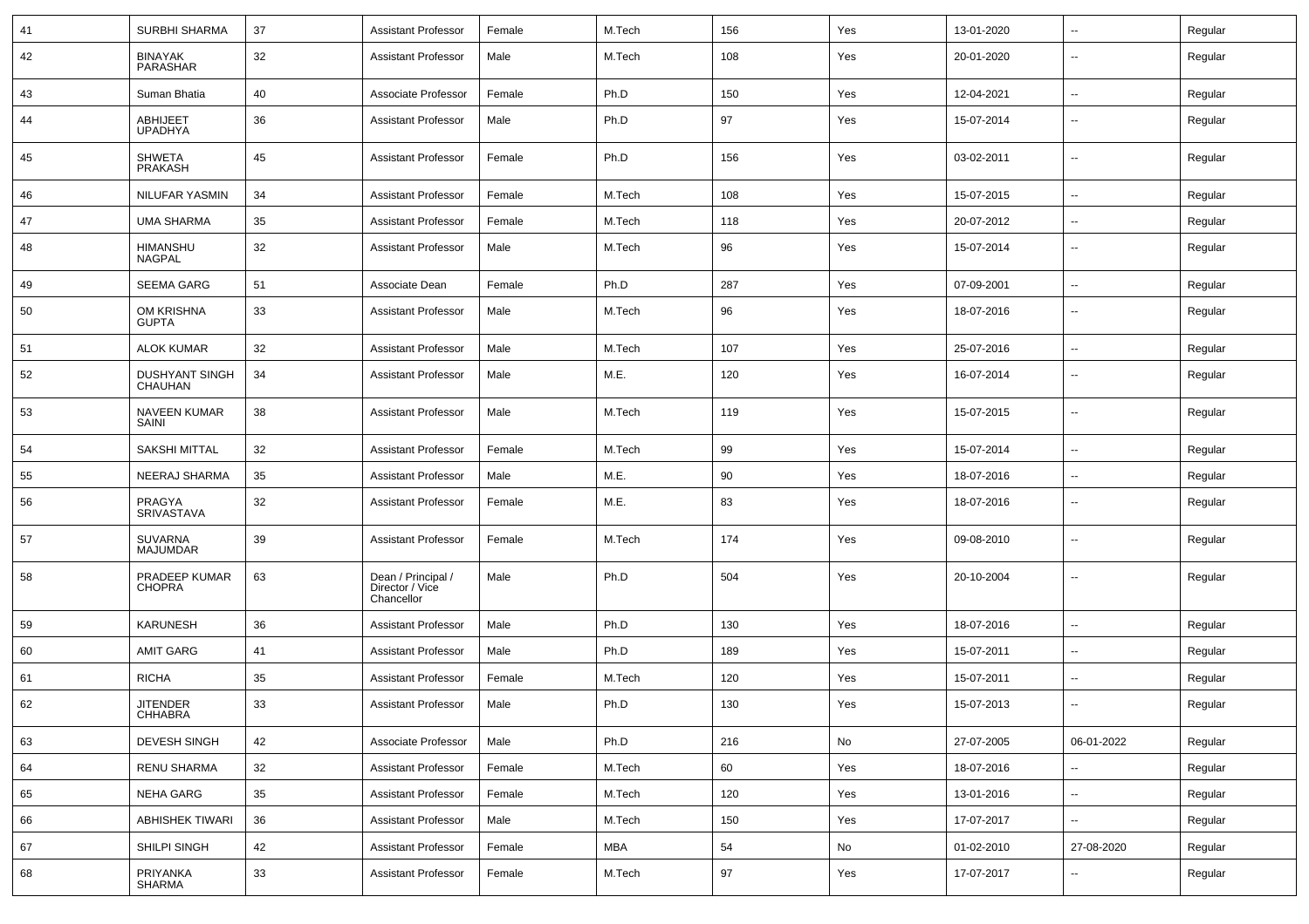| 41 | SURBHI SHARMA | 37 | Assistant Professor | Female | M.Tech | 156 | Yes | 13-01-2020 | -- | Regular |
|---|---|---|---|---|---|---|---|---|---|---|
| 42 | BINAYAK PARASHAR | 32 | Assistant Professor | Male | M.Tech | 108 | Yes | 20-01-2020 | -- | Regular |
| 43 | Suman Bhatia | 40 | Associate Professor | Female | Ph.D | 150 | Yes | 12-04-2021 | -- | Regular |
| 44 | ABHIJEET UPADHYA | 36 | Assistant Professor | Male | Ph.D | 97 | Yes | 15-07-2014 | -- | Regular |
| 45 | SHWETA PRAKASH | 45 | Assistant Professor | Female | Ph.D | 156 | Yes | 03-02-2011 | -- | Regular |
| 46 | NILUFAR YASMIN | 34 | Assistant Professor | Female | M.Tech | 108 | Yes | 15-07-2015 | -- | Regular |
| 47 | UMA SHARMA | 35 | Assistant Professor | Female | M.Tech | 118 | Yes | 20-07-2012 | -- | Regular |
| 48 | HIMANSHU NAGPAL | 32 | Assistant Professor | Male | M.Tech | 96 | Yes | 15-07-2014 | -- | Regular |
| 49 | SEEMA GARG | 51 | Associate Dean | Female | Ph.D | 287 | Yes | 07-09-2001 | -- | Regular |
| 50 | OM KRISHNA GUPTA | 33 | Assistant Professor | Male | M.Tech | 96 | Yes | 18-07-2016 | -- | Regular |
| 51 | ALOK KUMAR | 32 | Assistant Professor | Male | M.Tech | 107 | Yes | 25-07-2016 | -- | Regular |
| 52 | DUSHYANT SINGH CHAUHAN | 34 | Assistant Professor | Male | M.E. | 120 | Yes | 16-07-2014 | -- | Regular |
| 53 | NAVEEN KUMAR SAINI | 38 | Assistant Professor | Male | M.Tech | 119 | Yes | 15-07-2015 | -- | Regular |
| 54 | SAKSHI MITTAL | 32 | Assistant Professor | Female | M.Tech | 99 | Yes | 15-07-2014 | -- | Regular |
| 55 | NEERAJ SHARMA | 35 | Assistant Professor | Male | M.E. | 90 | Yes | 18-07-2016 | -- | Regular |
| 56 | PRAGYA SRIVASTAVA | 32 | Assistant Professor | Female | M.E. | 83 | Yes | 18-07-2016 | -- | Regular |
| 57 | SUVARNA MAJUMDAR | 39 | Assistant Professor | Female | M.Tech | 174 | Yes | 09-08-2010 | -- | Regular |
| 58 | PRADEEP KUMAR CHOPRA | 63 | Dean / Principal / Director / Vice Chancellor | Male | Ph.D | 504 | Yes | 20-10-2004 | -- | Regular |
| 59 | KARUNESH | 36 | Assistant Professor | Male | Ph.D | 130 | Yes | 18-07-2016 | -- | Regular |
| 60 | AMIT GARG | 41 | Assistant Professor | Male | Ph.D | 189 | Yes | 15-07-2011 | -- | Regular |
| 61 | RICHA | 35 | Assistant Professor | Female | M.Tech | 120 | Yes | 15-07-2011 | -- | Regular |
| 62 | JITENDER CHHABRA | 33 | Assistant Professor | Male | Ph.D | 130 | Yes | 15-07-2013 | -- | Regular |
| 63 | DEVESH SINGH | 42 | Associate Professor | Male | Ph.D | 216 | No | 27-07-2005 | 06-01-2022 | Regular |
| 64 | RENU SHARMA | 32 | Assistant Professor | Female | M.Tech | 60 | Yes | 18-07-2016 | -- | Regular |
| 65 | NEHA GARG | 35 | Assistant Professor | Female | M.Tech | 120 | Yes | 13-01-2016 | -- | Regular |
| 66 | ABHISHEK TIWARI | 36 | Assistant Professor | Male | M.Tech | 150 | Yes | 17-07-2017 | -- | Regular |
| 67 | SHILPI SINGH | 42 | Assistant Professor | Female | MBA | 54 | No | 01-02-2010 | 27-08-2020 | Regular |
| 68 | PRIYANKA SHARMA | 33 | Assistant Professor | Female | M.Tech | 97 | Yes | 17-07-2017 | -- | Regular |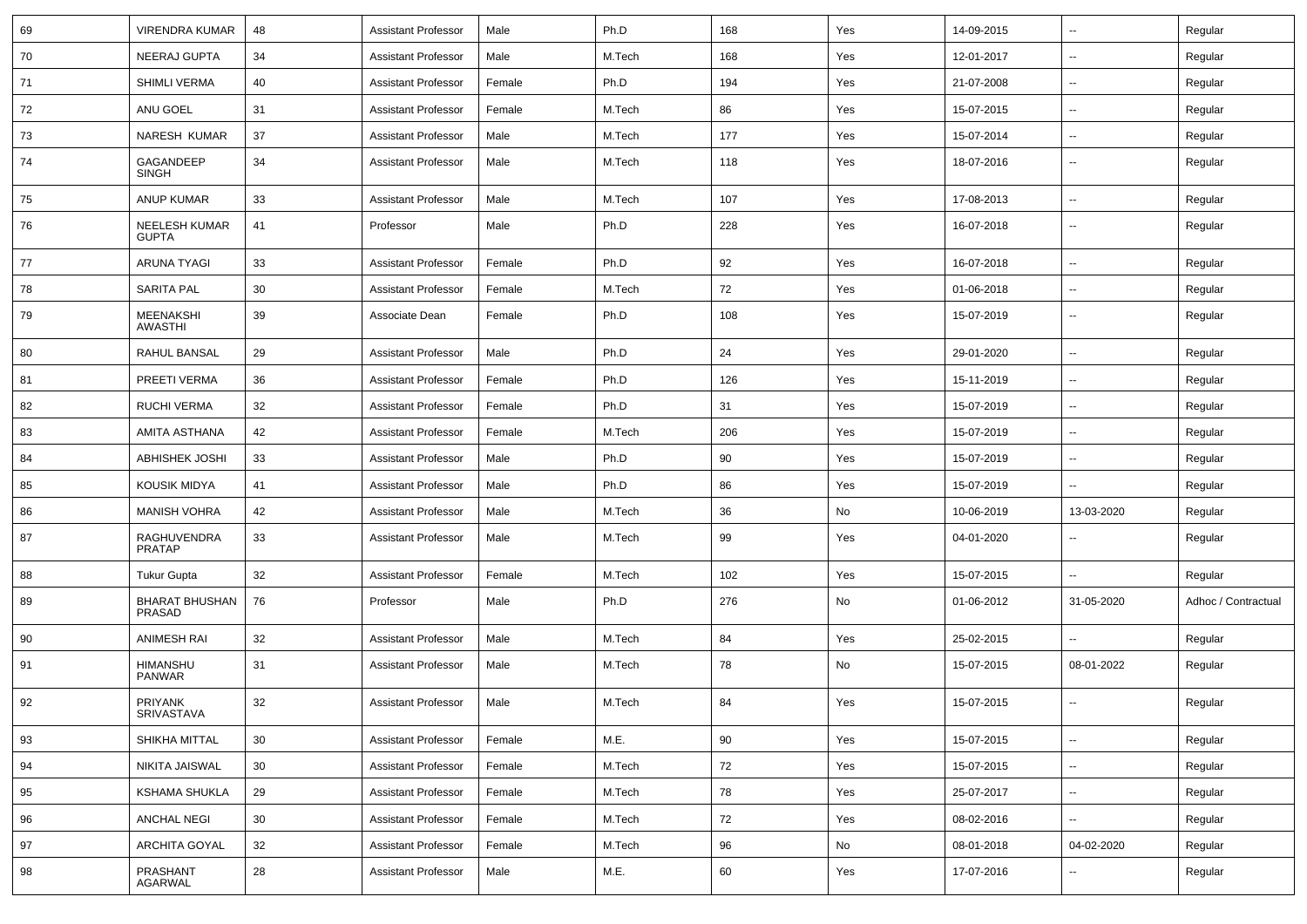| 69 | VIRENDRA KUMAR | 48 | Assistant Professor | Male | Ph.D | 168 | Yes | 14-09-2015 | -- | Regular |
|---|---|---|---|---|---|---|---|---|---|---|
| 70 | NEERAJ GUPTA | 34 | Assistant Professor | Male | M.Tech | 168 | Yes | 12-01-2017 | -- | Regular |
| 71 | SHIMLI VERMA | 40 | Assistant Professor | Female | Ph.D | 194 | Yes | 21-07-2008 | -- | Regular |
| 72 | ANU GOEL | 31 | Assistant Professor | Female | M.Tech | 86 | Yes | 15-07-2015 | -- | Regular |
| 73 | NARESH KUMAR | 37 | Assistant Professor | Male | M.Tech | 177 | Yes | 15-07-2014 | -- | Regular |
| 74 | GAGANDEEP SINGH | 34 | Assistant Professor | Male | M.Tech | 118 | Yes | 18-07-2016 | -- | Regular |
| 75 | ANUP KUMAR | 33 | Assistant Professor | Male | M.Tech | 107 | Yes | 17-08-2013 | -- | Regular |
| 76 | NEELESH KUMAR GUPTA | 41 | Professor | Male | Ph.D | 228 | Yes | 16-07-2018 | -- | Regular |
| 77 | ARUNA TYAGI | 33 | Assistant Professor | Female | Ph.D | 92 | Yes | 16-07-2018 | -- | Regular |
| 78 | SARITA PAL | 30 | Assistant Professor | Female | M.Tech | 72 | Yes | 01-06-2018 | -- | Regular |
| 79 | MEENAKSHI AWASTHI | 39 | Associate Dean | Female | Ph.D | 108 | Yes | 15-07-2019 | -- | Regular |
| 80 | RAHUL BANSAL | 29 | Assistant Professor | Male | Ph.D | 24 | Yes | 29-01-2020 | -- | Regular |
| 81 | PREETI VERMA | 36 | Assistant Professor | Female | Ph.D | 126 | Yes | 15-11-2019 | -- | Regular |
| 82 | RUCHI VERMA | 32 | Assistant Professor | Female | Ph.D | 31 | Yes | 15-07-2019 | -- | Regular |
| 83 | AMITA ASTHANA | 42 | Assistant Professor | Female | M.Tech | 206 | Yes | 15-07-2019 | -- | Regular |
| 84 | ABHISHEK JOSHI | 33 | Assistant Professor | Male | Ph.D | 90 | Yes | 15-07-2019 | -- | Regular |
| 85 | KOUSIK MIDYA | 41 | Assistant Professor | Male | Ph.D | 86 | Yes | 15-07-2019 | -- | Regular |
| 86 | MANISH VOHRA | 42 | Assistant Professor | Male | M.Tech | 36 | No | 10-06-2019 | 13-03-2020 | Regular |
| 87 | RAGHUVENDRA PRATAP | 33 | Assistant Professor | Male | M.Tech | 99 | Yes | 04-01-2020 | -- | Regular |
| 88 | Tukur Gupta | 32 | Assistant Professor | Female | M.Tech | 102 | Yes | 15-07-2015 | -- | Regular |
| 89 | BHARAT BHUSHAN PRASAD | 76 | Professor | Male | Ph.D | 276 | No | 01-06-2012 | 31-05-2020 | Adhoc / Contractual |
| 90 | ANIMESH RAI | 32 | Assistant Professor | Male | M.Tech | 84 | Yes | 25-02-2015 | -- | Regular |
| 91 | HIMANSHU PANWAR | 31 | Assistant Professor | Male | M.Tech | 78 | No | 15-07-2015 | 08-01-2022 | Regular |
| 92 | PRIYANK SRIVASTAVA | 32 | Assistant Professor | Male | M.Tech | 84 | Yes | 15-07-2015 | -- | Regular |
| 93 | SHIKHA MITTAL | 30 | Assistant Professor | Female | M.E. | 90 | Yes | 15-07-2015 | -- | Regular |
| 94 | NIKITA JAISWAL | 30 | Assistant Professor | Female | M.Tech | 72 | Yes | 15-07-2015 | -- | Regular |
| 95 | KSHAMA SHUKLA | 29 | Assistant Professor | Female | M.Tech | 78 | Yes | 25-07-2017 | -- | Regular |
| 96 | ANCHAL NEGI | 30 | Assistant Professor | Female | M.Tech | 72 | Yes | 08-02-2016 | -- | Regular |
| 97 | ARCHITA GOYAL | 32 | Assistant Professor | Female | M.Tech | 96 | No | 08-01-2018 | 04-02-2020 | Regular |
| 98 | PRASHANT AGARWAL | 28 | Assistant Professor | Male | M.E. | 60 | Yes | 17-07-2016 | -- | Regular |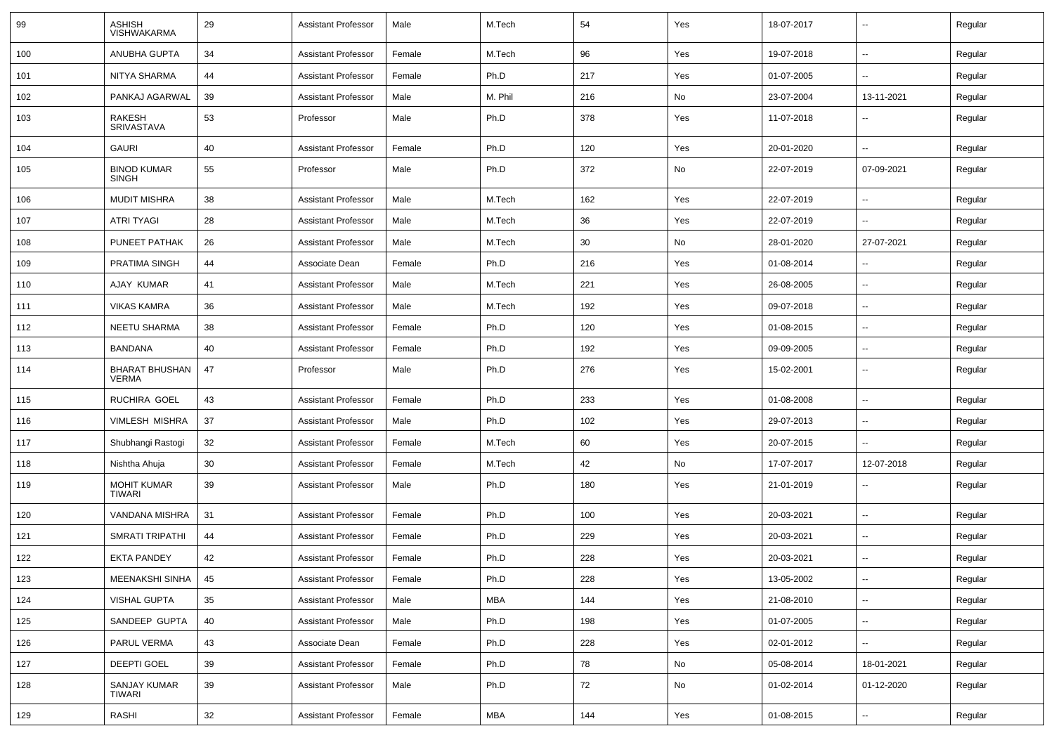| 99 | ASHISH VISHWAKARMA | 29 | Assistant Professor | Male | M.Tech | 54 | Yes | 18-07-2017 | -- | Regular |
|---|---|---|---|---|---|---|---|---|---|---|
| 100 | ANUBHA GUPTA | 34 | Assistant Professor | Female | M.Tech | 96 | Yes | 19-07-2018 | -- | Regular |
| 101 | NITYA SHARMA | 44 | Assistant Professor | Female | Ph.D | 217 | Yes | 01-07-2005 | -- | Regular |
| 102 | PANKAJ AGARWAL | 39 | Assistant Professor | Male | M. Phil | 216 | No | 23-07-2004 | 13-11-2021 | Regular |
| 103 | RAKESH SRIVASTAVA | 53 | Professor | Male | Ph.D | 378 | Yes | 11-07-2018 | -- | Regular |
| 104 | GAURI | 40 | Assistant Professor | Female | Ph.D | 120 | Yes | 20-01-2020 | -- | Regular |
| 105 | BINOD KUMAR SINGH | 55 | Professor | Male | Ph.D | 372 | No | 22-07-2019 | 07-09-2021 | Regular |
| 106 | MUDIT MISHRA | 38 | Assistant Professor | Male | M.Tech | 162 | Yes | 22-07-2019 | -- | Regular |
| 107 | ATRI TYAGI | 28 | Assistant Professor | Male | M.Tech | 36 | Yes | 22-07-2019 | -- | Regular |
| 108 | PUNEET PATHAK | 26 | Assistant Professor | Male | M.Tech | 30 | No | 28-01-2020 | 27-07-2021 | Regular |
| 109 | PRATIMA SINGH | 44 | Associate Dean | Female | Ph.D | 216 | Yes | 01-08-2014 | -- | Regular |
| 110 | AJAY KUMAR | 41 | Assistant Professor | Male | M.Tech | 221 | Yes | 26-08-2005 | -- | Regular |
| 111 | VIKAS KAMRA | 36 | Assistant Professor | Male | M.Tech | 192 | Yes | 09-07-2018 | -- | Regular |
| 112 | NEETU SHARMA | 38 | Assistant Professor | Female | Ph.D | 120 | Yes | 01-08-2015 | -- | Regular |
| 113 | BANDANA | 40 | Assistant Professor | Female | Ph.D | 192 | Yes | 09-09-2005 | -- | Regular |
| 114 | BHARAT BHUSHAN VERMA | 47 | Professor | Male | Ph.D | 276 | Yes | 15-02-2001 | -- | Regular |
| 115 | RUCHIRA GOEL | 43 | Assistant Professor | Female | Ph.D | 233 | Yes | 01-08-2008 | -- | Regular |
| 116 | VIMLESH MISHRA | 37 | Assistant Professor | Male | Ph.D | 102 | Yes | 29-07-2013 | -- | Regular |
| 117 | Shubhangi Rastogi | 32 | Assistant Professor | Female | M.Tech | 60 | Yes | 20-07-2015 | -- | Regular |
| 118 | Nishtha Ahuja | 30 | Assistant Professor | Female | M.Tech | 42 | No | 17-07-2017 | 12-07-2018 | Regular |
| 119 | MOHIT KUMAR TIWARI | 39 | Assistant Professor | Male | Ph.D | 180 | Yes | 21-01-2019 | -- | Regular |
| 120 | VANDANA MISHRA | 31 | Assistant Professor | Female | Ph.D | 100 | Yes | 20-03-2021 | -- | Regular |
| 121 | SMRATI TRIPATHI | 44 | Assistant Professor | Female | Ph.D | 229 | Yes | 20-03-2021 | -- | Regular |
| 122 | EKTA PANDEY | 42 | Assistant Professor | Female | Ph.D | 228 | Yes | 20-03-2021 | -- | Regular |
| 123 | MEENAKSHI SINHA | 45 | Assistant Professor | Female | Ph.D | 228 | Yes | 13-05-2002 | -- | Regular |
| 124 | VISHAL GUPTA | 35 | Assistant Professor | Male | MBA | 144 | Yes | 21-08-2010 | -- | Regular |
| 125 | SANDEEP GUPTA | 40 | Assistant Professor | Male | Ph.D | 198 | Yes | 01-07-2005 | -- | Regular |
| 126 | PARUL VERMA | 43 | Associate Dean | Female | Ph.D | 228 | Yes | 02-01-2012 | -- | Regular |
| 127 | DEEPTI GOEL | 39 | Assistant Professor | Female | Ph.D | 78 | No | 05-08-2014 | 18-01-2021 | Regular |
| 128 | SANJAY KUMAR TIWARI | 39 | Assistant Professor | Male | Ph.D | 72 | No | 01-02-2014 | 01-12-2020 | Regular |
| 129 | RASHI | 32 | Assistant Professor | Female | MBA | 144 | Yes | 01-08-2015 | -- | Regular |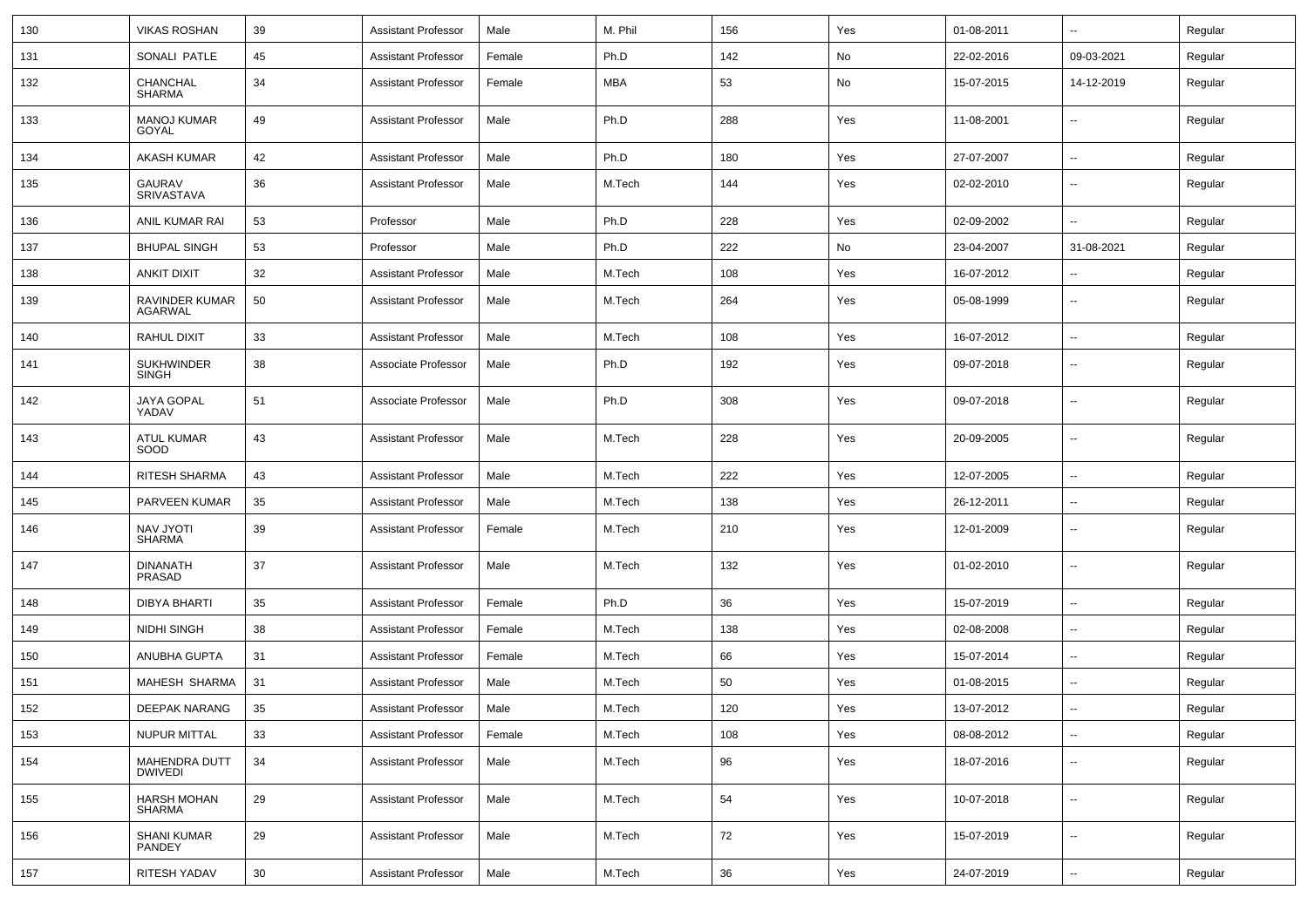| 130 | VIKAS ROSHAN | 39 | Assistant Professor | Male | M. Phil | 156 | Yes | 01-08-2011 | -- | Regular |
|---|---|---|---|---|---|---|---|---|---|---|
| 131 | SONALI PATLE | 45 | Assistant Professor | Female | Ph.D | 142 | No | 22-02-2016 | 09-03-2021 | Regular |
| 132 | CHANCHAL SHARMA | 34 | Assistant Professor | Female | MBA | 53 | No | 15-07-2015 | 14-12-2019 | Regular |
| 133 | MANOJ KUMAR GOYAL | 49 | Assistant Professor | Male | Ph.D | 288 | Yes | 11-08-2001 | -- | Regular |
| 134 | AKASH KUMAR | 42 | Assistant Professor | Male | Ph.D | 180 | Yes | 27-07-2007 | -- | Regular |
| 135 | GAURAV SRIVASTAVA | 36 | Assistant Professor | Male | M.Tech | 144 | Yes | 02-02-2010 | -- | Regular |
| 136 | ANIL KUMAR RAI | 53 | Professor | Male | Ph.D | 228 | Yes | 02-09-2002 | -- | Regular |
| 137 | BHUPAL SINGH | 53 | Professor | Male | Ph.D | 222 | No | 23-04-2007 | 31-08-2021 | Regular |
| 138 | ANKIT DIXIT | 32 | Assistant Professor | Male | M.Tech | 108 | Yes | 16-07-2012 | -- | Regular |
| 139 | RAVINDER KUMAR AGARWAL | 50 | Assistant Professor | Male | M.Tech | 264 | Yes | 05-08-1999 | -- | Regular |
| 140 | RAHUL DIXIT | 33 | Assistant Professor | Male | M.Tech | 108 | Yes | 16-07-2012 | -- | Regular |
| 141 | SUKHWINDER SINGH | 38 | Associate Professor | Male | Ph.D | 192 | Yes | 09-07-2018 | -- | Regular |
| 142 | JAYA GOPAL YADAV | 51 | Associate Professor | Male | Ph.D | 308 | Yes | 09-07-2018 | -- | Regular |
| 143 | ATUL KUMAR SOOD | 43 | Assistant Professor | Male | M.Tech | 228 | Yes | 20-09-2005 | -- | Regular |
| 144 | RITESH SHARMA | 43 | Assistant Professor | Male | M.Tech | 222 | Yes | 12-07-2005 | -- | Regular |
| 145 | PARVEEN KUMAR | 35 | Assistant Professor | Male | M.Tech | 138 | Yes | 26-12-2011 | -- | Regular |
| 146 | NAV JYOTI SHARMA | 39 | Assistant Professor | Female | M.Tech | 210 | Yes | 12-01-2009 | -- | Regular |
| 147 | DINANATH PRASAD | 37 | Assistant Professor | Male | M.Tech | 132 | Yes | 01-02-2010 | -- | Regular |
| 148 | DIBYA BHARTI | 35 | Assistant Professor | Female | Ph.D | 36 | Yes | 15-07-2019 | -- | Regular |
| 149 | NIDHI SINGH | 38 | Assistant Professor | Female | M.Tech | 138 | Yes | 02-08-2008 | -- | Regular |
| 150 | ANUBHA GUPTA | 31 | Assistant Professor | Female | M.Tech | 66 | Yes | 15-07-2014 | -- | Regular |
| 151 | MAHESH SHARMA | 31 | Assistant Professor | Male | M.Tech | 50 | Yes | 01-08-2015 | -- | Regular |
| 152 | DEEPAK NARANG | 35 | Assistant Professor | Male | M.Tech | 120 | Yes | 13-07-2012 | -- | Regular |
| 153 | NUPUR MITTAL | 33 | Assistant Professor | Female | M.Tech | 108 | Yes | 08-08-2012 | -- | Regular |
| 154 | MAHENDRA DUTT DWIVEDI | 34 | Assistant Professor | Male | M.Tech | 96 | Yes | 18-07-2016 | -- | Regular |
| 155 | HARSH MOHAN SHARMA | 29 | Assistant Professor | Male | M.Tech | 54 | Yes | 10-07-2018 | -- | Regular |
| 156 | SHANI KUMAR PANDEY | 29 | Assistant Professor | Male | M.Tech | 72 | Yes | 15-07-2019 | -- | Regular |
| 157 | RITESH YADAV | 30 | Assistant Professor | Male | M.Tech | 36 | Yes | 24-07-2019 | -- | Regular |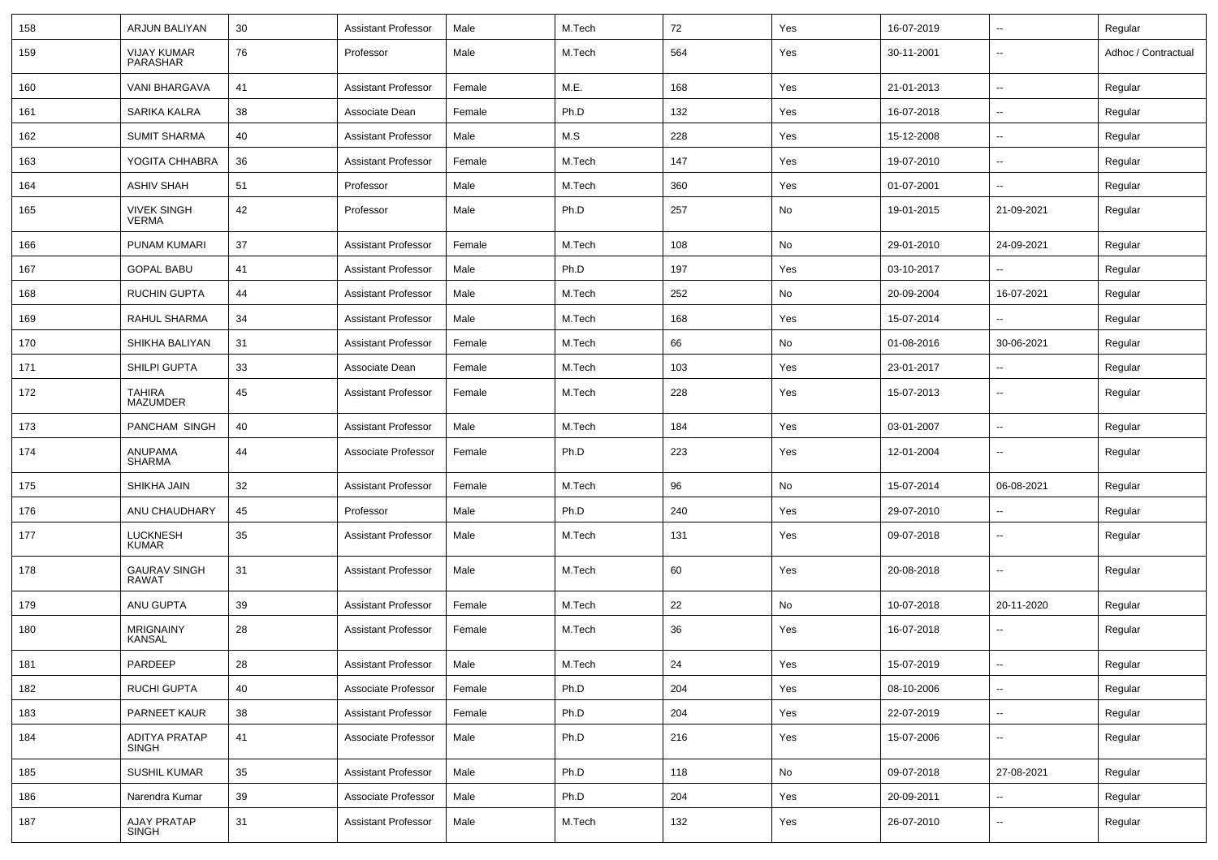| 158 | ARJUN BALIYAN | 30 | Assistant Professor | Male | M.Tech | 72 | Yes | 16-07-2019 | -- | Regular |
|---|---|---|---|---|---|---|---|---|---|---|
| 159 | VIJAY KUMAR PARASHAR | 76 | Professor | Male | M.Tech | 564 | Yes | 30-11-2001 | -- | Adhoc / Contractual |
| 160 | VANI BHARGAVA | 41 | Assistant Professor | Female | M.E. | 168 | Yes | 21-01-2013 | -- | Regular |
| 161 | SARIKA KALRA | 38 | Associate Dean | Female | Ph.D | 132 | Yes | 16-07-2018 | -- | Regular |
| 162 | SUMIT SHARMA | 40 | Assistant Professor | Male | M.S | 228 | Yes | 15-12-2008 | -- | Regular |
| 163 | YOGITA CHHABRA | 36 | Assistant Professor | Female | M.Tech | 147 | Yes | 19-07-2010 | -- | Regular |
| 164 | ASHIV SHAH | 51 | Professor | Male | M.Tech | 360 | Yes | 01-07-2001 | -- | Regular |
| 165 | VIVEK SINGH VERMA | 42 | Professor | Male | Ph.D | 257 | No | 19-01-2015 | 21-09-2021 | Regular |
| 166 | PUNAM KUMARI | 37 | Assistant Professor | Female | M.Tech | 108 | No | 29-01-2010 | 24-09-2021 | Regular |
| 167 | GOPAL BABU | 41 | Assistant Professor | Male | Ph.D | 197 | Yes | 03-10-2017 | -- | Regular |
| 168 | RUCHIN GUPTA | 44 | Assistant Professor | Male | M.Tech | 252 | No | 20-09-2004 | 16-07-2021 | Regular |
| 169 | RAHUL SHARMA | 34 | Assistant Professor | Male | M.Tech | 168 | Yes | 15-07-2014 | -- | Regular |
| 170 | SHIKHA BALIYAN | 31 | Assistant Professor | Female | M.Tech | 66 | No | 01-08-2016 | 30-06-2021 | Regular |
| 171 | SHILPI GUPTA | 33 | Associate Dean | Female | M.Tech | 103 | Yes | 23-01-2017 | -- | Regular |
| 172 | TAHIRA MAZUMDER | 45 | Assistant Professor | Female | M.Tech | 228 | Yes | 15-07-2013 | -- | Regular |
| 173 | PANCHAM SINGH | 40 | Assistant Professor | Male | M.Tech | 184 | Yes | 03-01-2007 | -- | Regular |
| 174 | ANUPAMA SHARMA | 44 | Associate Professor | Female | Ph.D | 223 | Yes | 12-01-2004 | -- | Regular |
| 175 | SHIKHA JAIN | 32 | Assistant Professor | Female | M.Tech | 96 | No | 15-07-2014 | 06-08-2021 | Regular |
| 176 | ANU CHAUDHARY | 45 | Professor | Male | Ph.D | 240 | Yes | 29-07-2010 | -- | Regular |
| 177 | LUCKNESH KUMAR | 35 | Assistant Professor | Male | M.Tech | 131 | Yes | 09-07-2018 | -- | Regular |
| 178 | GAURAV SINGH RAWAT | 31 | Assistant Professor | Male | M.Tech | 60 | Yes | 20-08-2018 | -- | Regular |
| 179 | ANU GUPTA | 39 | Assistant Professor | Female | M.Tech | 22 | No | 10-07-2018 | 20-11-2020 | Regular |
| 180 | MRIGNAINY KANSAL | 28 | Assistant Professor | Female | M.Tech | 36 | Yes | 16-07-2018 | -- | Regular |
| 181 | PARDEEP | 28 | Assistant Professor | Male | M.Tech | 24 | Yes | 15-07-2019 | -- | Regular |
| 182 | RUCHI GUPTA | 40 | Associate Professor | Female | Ph.D | 204 | Yes | 08-10-2006 | -- | Regular |
| 183 | PARNEET KAUR | 38 | Assistant Professor | Female | Ph.D | 204 | Yes | 22-07-2019 | -- | Regular |
| 184 | ADITYA PRATAP SINGH | 41 | Associate Professor | Male | Ph.D | 216 | Yes | 15-07-2006 | -- | Regular |
| 185 | SUSHIL KUMAR | 35 | Assistant Professor | Male | Ph.D | 118 | No | 09-07-2018 | 27-08-2021 | Regular |
| 186 | Narendra Kumar | 39 | Associate Professor | Male | Ph.D | 204 | Yes | 20-09-2011 | -- | Regular |
| 187 | AJAY PRATAP SINGH | 31 | Assistant Professor | Male | M.Tech | 132 | Yes | 26-07-2010 | -- | Regular |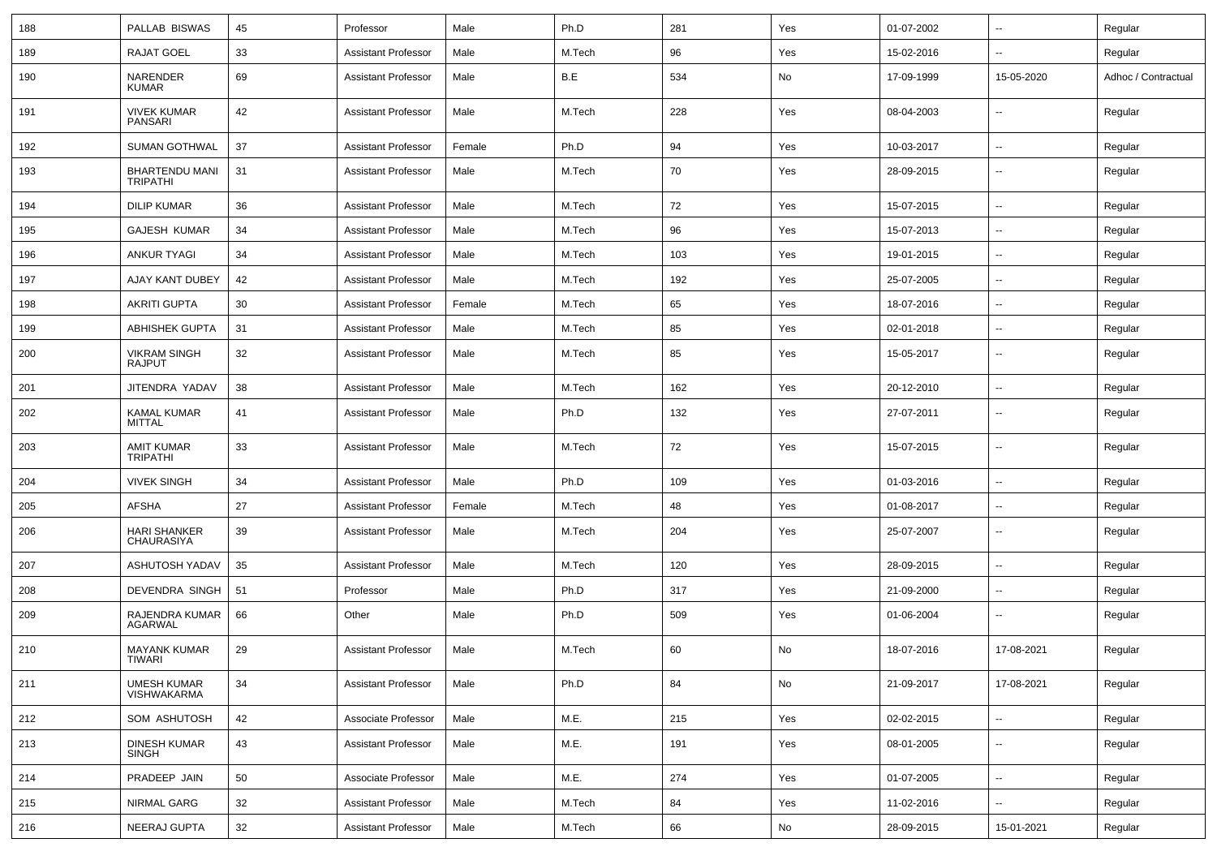| 188 | PALLAB BISWAS | 45 | Professor | Male | Ph.D | 281 | Yes | 01-07-2002 | -- | Regular |
|---|---|---|---|---|---|---|---|---|---|---|
| 189 | RAJAT GOEL | 33 | Assistant Professor | Male | M.Tech | 96 | Yes | 15-02-2016 | -- | Regular |
| 190 | NARENDER KUMAR | 69 | Assistant Professor | Male | B.E | 534 | No | 17-09-1999 | 15-05-2020 | Adhoc / Contractual |
| 191 | VIVEK KUMAR PANSARI | 42 | Assistant Professor | Male | M.Tech | 228 | Yes | 08-04-2003 | -- | Regular |
| 192 | SUMAN GOTHWAL | 37 | Assistant Professor | Female | Ph.D | 94 | Yes | 10-03-2017 | -- | Regular |
| 193 | BHARTENDU MANI TRIPATHI | 31 | Assistant Professor | Male | M.Tech | 70 | Yes | 28-09-2015 | -- | Regular |
| 194 | DILIP KUMAR | 36 | Assistant Professor | Male | M.Tech | 72 | Yes | 15-07-2015 | -- | Regular |
| 195 | GAJESH KUMAR | 34 | Assistant Professor | Male | M.Tech | 96 | Yes | 15-07-2013 | -- | Regular |
| 196 | ANKUR TYAGI | 34 | Assistant Professor | Male | M.Tech | 103 | Yes | 19-01-2015 | -- | Regular |
| 197 | AJAY KANT DUBEY | 42 | Assistant Professor | Male | M.Tech | 192 | Yes | 25-07-2005 | -- | Regular |
| 198 | AKRITI GUPTA | 30 | Assistant Professor | Female | M.Tech | 65 | Yes | 18-07-2016 | -- | Regular |
| 199 | ABHISHEK GUPTA | 31 | Assistant Professor | Male | M.Tech | 85 | Yes | 02-01-2018 | -- | Regular |
| 200 | VIKRAM SINGH RAJPUT | 32 | Assistant Professor | Male | M.Tech | 85 | Yes | 15-05-2017 | -- | Regular |
| 201 | JITENDRA YADAV | 38 | Assistant Professor | Male | M.Tech | 162 | Yes | 20-12-2010 | -- | Regular |
| 202 | KAMAL KUMAR MITTAL | 41 | Assistant Professor | Male | Ph.D | 132 | Yes | 27-07-2011 | -- | Regular |
| 203 | AMIT KUMAR TRIPATHI | 33 | Assistant Professor | Male | M.Tech | 72 | Yes | 15-07-2015 | -- | Regular |
| 204 | VIVEK SINGH | 34 | Assistant Professor | Male | Ph.D | 109 | Yes | 01-03-2016 | -- | Regular |
| 205 | AFSHA | 27 | Assistant Professor | Female | M.Tech | 48 | Yes | 01-08-2017 | -- | Regular |
| 206 | HARI SHANKER CHAURASIYA | 39 | Assistant Professor | Male | M.Tech | 204 | Yes | 25-07-2007 | -- | Regular |
| 207 | ASHUTOSH YADAV | 35 | Assistant Professor | Male | M.Tech | 120 | Yes | 28-09-2015 | -- | Regular |
| 208 | DEVENDRA SINGH | 51 | Professor | Male | Ph.D | 317 | Yes | 21-09-2000 | -- | Regular |
| 209 | RAJENDRA KUMAR AGARWAL | 66 | Other | Male | Ph.D | 509 | Yes | 01-06-2004 | -- | Regular |
| 210 | MAYANK KUMAR TIWARI | 29 | Assistant Professor | Male | M.Tech | 60 | No | 18-07-2016 | 17-08-2021 | Regular |
| 211 | UMESH KUMAR VISHWAKARMA | 34 | Assistant Professor | Male | Ph.D | 84 | No | 21-09-2017 | 17-08-2021 | Regular |
| 212 | SOM ASHUTOSH | 42 | Associate Professor | Male | M.E. | 215 | Yes | 02-02-2015 | -- | Regular |
| 213 | DINESH KUMAR SINGH | 43 | Assistant Professor | Male | M.E. | 191 | Yes | 08-01-2005 | -- | Regular |
| 214 | PRADEEP JAIN | 50 | Associate Professor | Male | M.E. | 274 | Yes | 01-07-2005 | -- | Regular |
| 215 | NIRMAL GARG | 32 | Assistant Professor | Male | M.Tech | 84 | Yes | 11-02-2016 | -- | Regular |
| 216 | NEERAJ GUPTA | 32 | Assistant Professor | Male | M.Tech | 66 | No | 28-09-2015 | 15-01-2021 | Regular |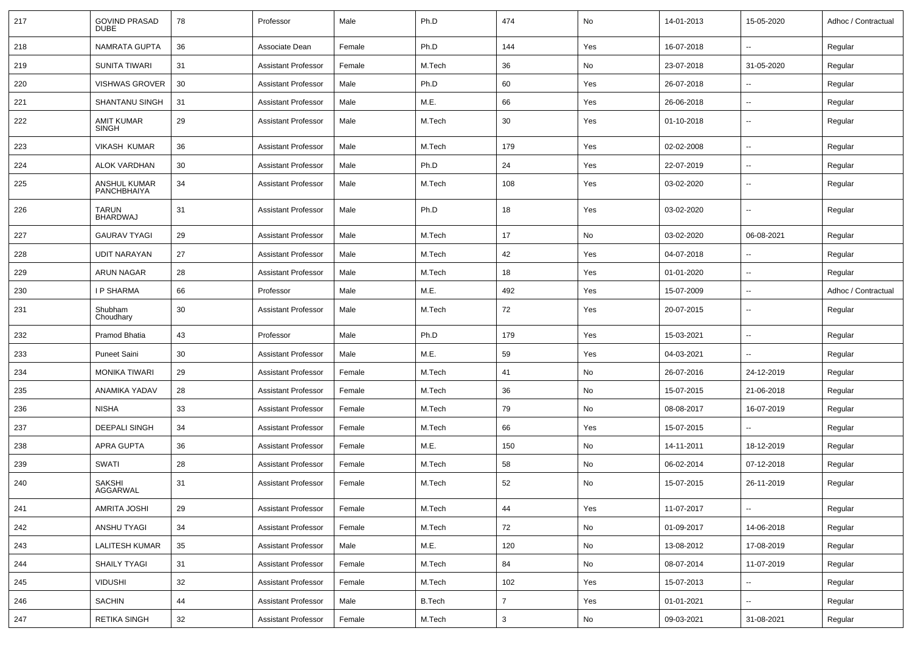| | | | | | | | | | | |
|---|---|---|---|---|---|---|---|---|---|---|
| 217 | GOVIND PRASAD DUBE | 78 | Professor | Male | Ph.D | 474 | No | 14-01-2013 | 15-05-2020 | Adhoc / Contractual |
| 218 | NAMRATA GUPTA | 36 | Associate Dean | Female | Ph.D | 144 | Yes | 16-07-2018 | -- | Regular |
| 219 | SUNITA TIWARI | 31 | Assistant Professor | Female | M.Tech | 36 | No | 23-07-2018 | 31-05-2020 | Regular |
| 220 | VISHWAS GROVER | 30 | Assistant Professor | Male | Ph.D | 60 | Yes | 26-07-2018 | -- | Regular |
| 221 | SHANTANU SINGH | 31 | Assistant Professor | Male | M.E. | 66 | Yes | 26-06-2018 | -- | Regular |
| 222 | AMIT KUMAR SINGH | 29 | Assistant Professor | Male | M.Tech | 30 | Yes | 01-10-2018 | -- | Regular |
| 223 | VIKASH KUMAR | 36 | Assistant Professor | Male | M.Tech | 179 | Yes | 02-02-2008 | -- | Regular |
| 224 | ALOK VARDHAN | 30 | Assistant Professor | Male | Ph.D | 24 | Yes | 22-07-2019 | -- | Regular |
| 225 | ANSHUL KUMAR PANCHBHAIYA | 34 | Assistant Professor | Male | M.Tech | 108 | Yes | 03-02-2020 | -- | Regular |
| 226 | TARUN BHARDWAJ | 31 | Assistant Professor | Male | Ph.D | 18 | Yes | 03-02-2020 | -- | Regular |
| 227 | GAURAV TYAGI | 29 | Assistant Professor | Male | M.Tech | 17 | No | 03-02-2020 | 06-08-2021 | Regular |
| 228 | UDIT NARAYAN | 27 | Assistant Professor | Male | M.Tech | 42 | Yes | 04-07-2018 | -- | Regular |
| 229 | ARUN NAGAR | 28 | Assistant Professor | Male | M.Tech | 18 | Yes | 01-01-2020 | -- | Regular |
| 230 | I P SHARMA | 66 | Professor | Male | M.E. | 492 | Yes | 15-07-2009 | -- | Adhoc / Contractual |
| 231 | Shubham Choudhary | 30 | Assistant Professor | Male | M.Tech | 72 | Yes | 20-07-2015 | -- | Regular |
| 232 | Pramod Bhatia | 43 | Professor | Male | Ph.D | 179 | Yes | 15-03-2021 | -- | Regular |
| 233 | Puneet Saini | 30 | Assistant Professor | Male | M.E. | 59 | Yes | 04-03-2021 | -- | Regular |
| 234 | MONIKA TIWARI | 29 | Assistant Professor | Female | M.Tech | 41 | No | 26-07-2016 | 24-12-2019 | Regular |
| 235 | ANAMIKA YADAV | 28 | Assistant Professor | Female | M.Tech | 36 | No | 15-07-2015 | 21-06-2018 | Regular |
| 236 | NISHA | 33 | Assistant Professor | Female | M.Tech | 79 | No | 08-08-2017 | 16-07-2019 | Regular |
| 237 | DEEPALI SINGH | 34 | Assistant Professor | Female | M.Tech | 66 | Yes | 15-07-2015 | -- | Regular |
| 238 | APRA GUPTA | 36 | Assistant Professor | Female | M.E. | 150 | No | 14-11-2011 | 18-12-2019 | Regular |
| 239 | SWATI | 28 | Assistant Professor | Female | M.Tech | 58 | No | 06-02-2014 | 07-12-2018 | Regular |
| 240 | SAKSHI AGGARWAL | 31 | Assistant Professor | Female | M.Tech | 52 | No | 15-07-2015 | 26-11-2019 | Regular |
| 241 | AMRITA JOSHI | 29 | Assistant Professor | Female | M.Tech | 44 | Yes | 11-07-2017 | -- | Regular |
| 242 | ANSHU TYAGI | 34 | Assistant Professor | Female | M.Tech | 72 | No | 01-09-2017 | 14-06-2018 | Regular |
| 243 | LALITESH KUMAR | 35 | Assistant Professor | Male | M.E. | 120 | No | 13-08-2012 | 17-08-2019 | Regular |
| 244 | SHAILY TYAGI | 31 | Assistant Professor | Female | M.Tech | 84 | No | 08-07-2014 | 11-07-2019 | Regular |
| 245 | VIDUSHI | 32 | Assistant Professor | Female | M.Tech | 102 | Yes | 15-07-2013 | -- | Regular |
| 246 | SACHIN | 44 | Assistant Professor | Male | B.Tech | 7 | Yes | 01-01-2021 | -- | Regular |
| 247 | RETIKA SINGH | 32 | Assistant Professor | Female | M.Tech | 3 | No | 09-03-2021 | 31-08-2021 | Regular |